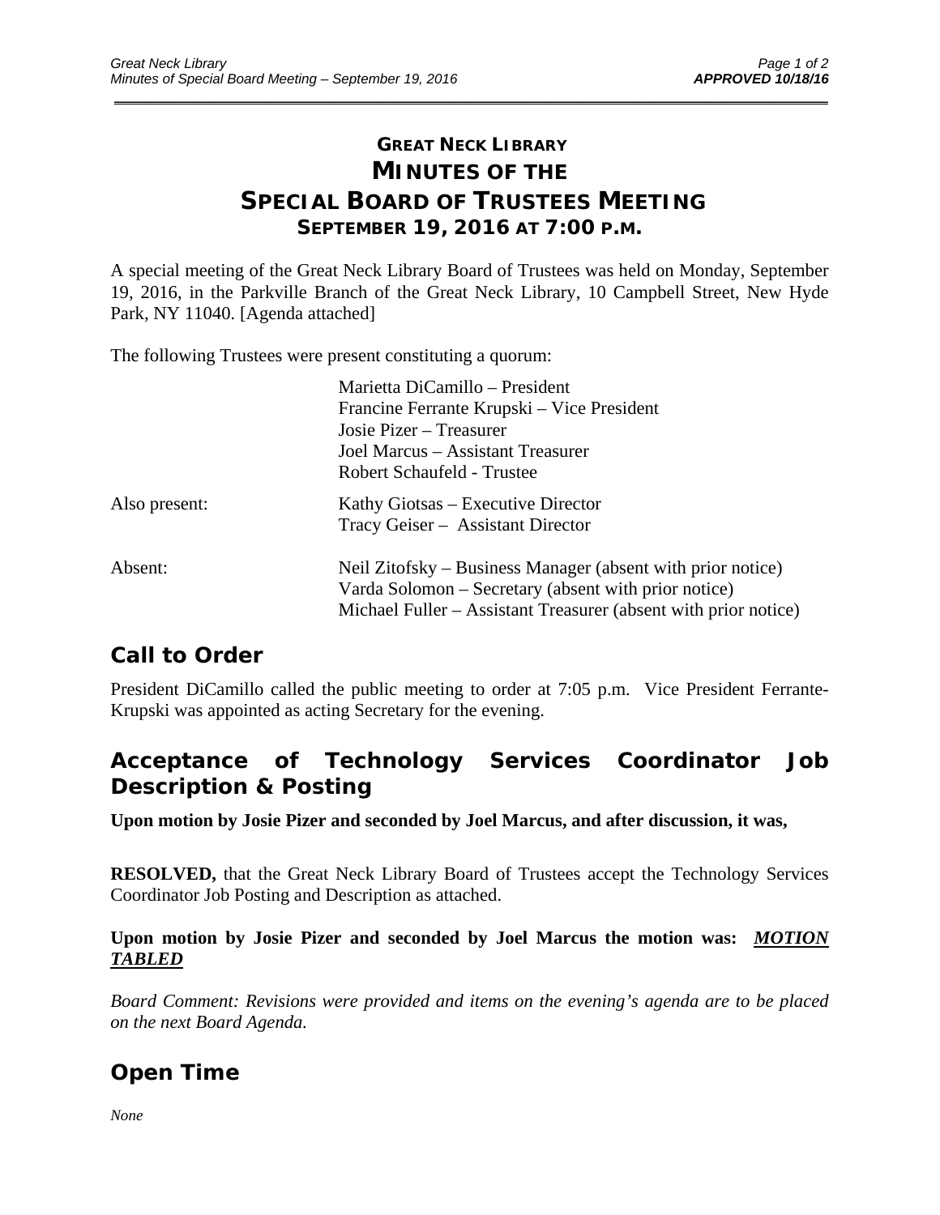# GREAT NECK LIBRARY
# MINUTES OF THE SPECIAL BOARD OF TRUSTEES MEETING
## SEPTEMBER 19, 2016 AT 7:00 P.M.

A special meeting of the Great Neck Library Board of Trustees was held on Monday, September 19, 2016, in the Parkville Branch of the Great Neck Library, 10 Campbell Street, New Hyde Park, NY 11040. [Agenda attached]

The following Trustees were present constituting a quorum:

Marietta DiCamillo – President
Francine Ferrante Krupski – Vice President
Josie Pizer – Treasurer
Joel Marcus – Assistant Treasurer
Robert Schaufeld - Trustee

Also present:

Kathy Giotsas – Executive Director
Tracy Geiser – Assistant Director

Absent:

Neil Zitofsky – Business Manager (absent with prior notice)
Varda Solomon – Secretary (absent with prior notice)
Michael Fuller – Assistant Treasurer (absent with prior notice)

## Call to Order

President DiCamillo called the public meeting to order at 7:05 p.m. Vice President Ferrante-Krupski was appointed as acting Secretary for the evening.

## Acceptance of Technology Services Coordinator Job Description & Posting

**Upon motion by Josie Pizer and seconded by Joel Marcus, and after discussion, it was,**

**RESOLVED,** that the Great Neck Library Board of Trustees accept the Technology Services Coordinator Job Posting and Description as attached.

**Upon motion by Josie Pizer and seconded by Joel Marcus the motion was: *MOTION TABLED***

*Board Comment: Revisions were provided and items on the evening's agenda are to be placed on the next Board Agenda.*

## Open Time

*None*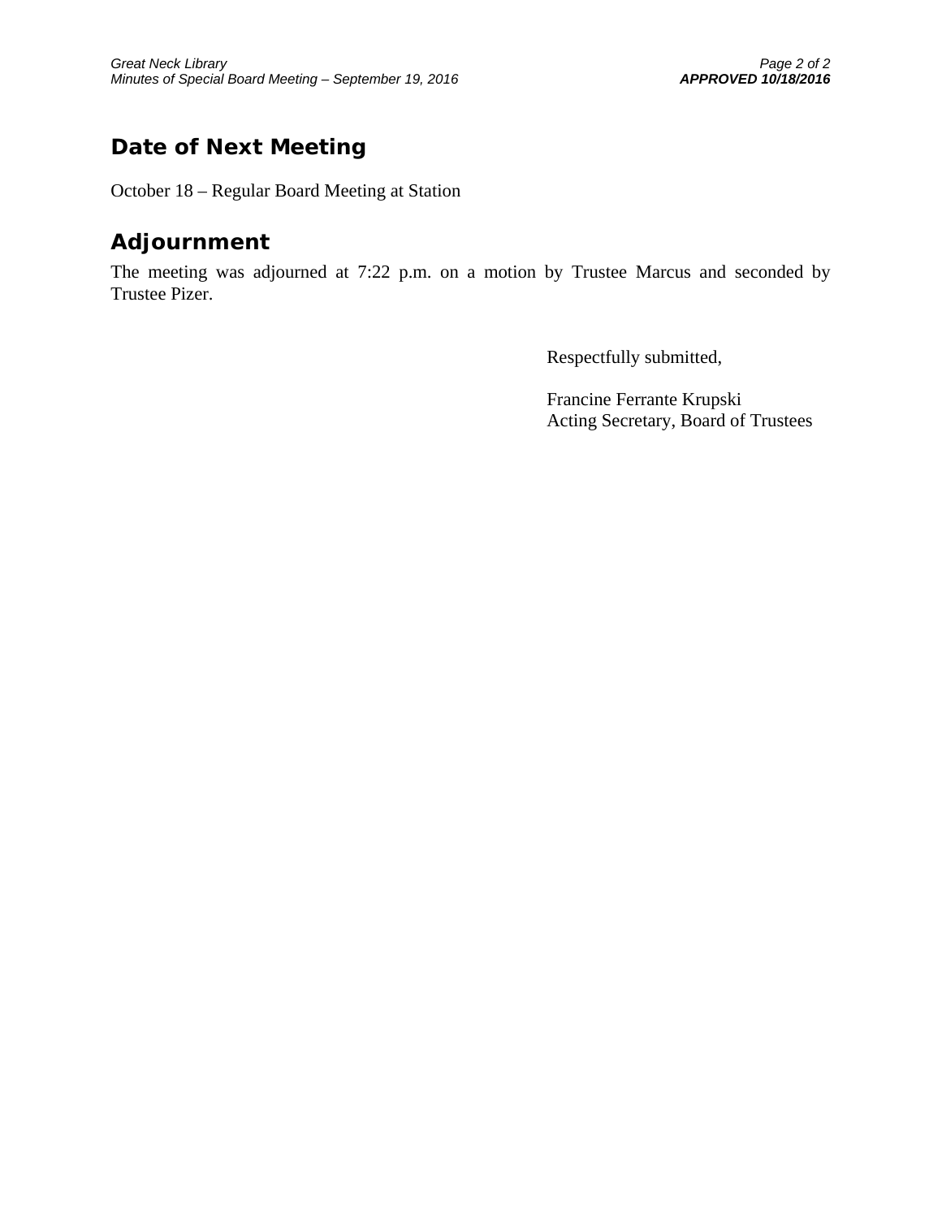## Date of Next Meeting

October 18 – Regular Board Meeting at Station

## Adjournment

The meeting was adjourned at 7:22 p.m. on a motion by Trustee Marcus and seconded by Trustee Pizer.

Respectfully submitted,

Francine Ferrante Krupski
Acting Secretary, Board of Trustees